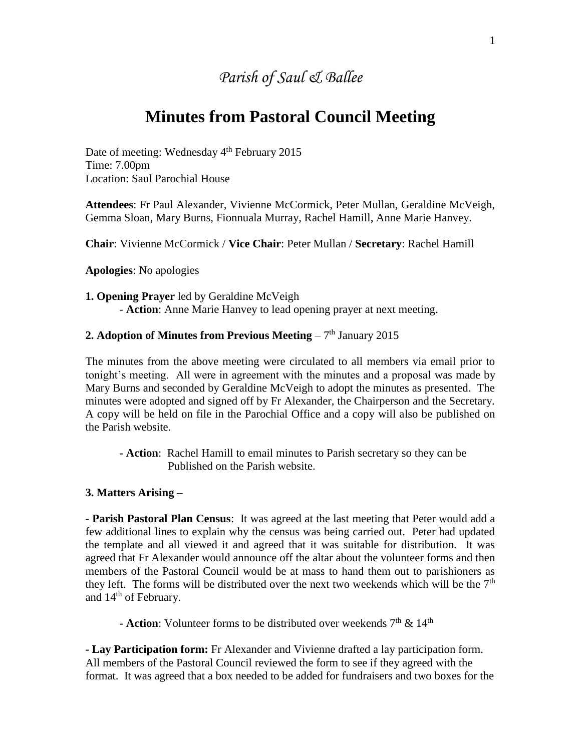# *Parish of Saul & Ballee*

## Minutes from Pastoral Council Meeting

Date of meeting: Wednesday 4th February 2015
Time: 7.00pm
Location: Saul Parochial House

**Attendees**: Fr Paul Alexander, Vivienne McCormick, Peter Mullan, Geraldine McVeigh, Gemma Sloan, Mary Burns, Fionnuala Murray, Rachel Hamill, Anne Marie Hanvey.

**Chair**: Vivienne McCormick / **Vice Chair**: Peter Mullan / **Secretary**: Rachel Hamill

**Apologies**: No apologies

**1. Opening Prayer** led by Geraldine McVeigh

- **Action**: Anne Marie Hanvey to lead opening prayer at next meeting.

**2. Adoption of Minutes from Previous Meeting** – 7th January 2015

The minutes from the above meeting were circulated to all members via email prior to tonight's meeting. All were in agreement with the minutes and a proposal was made by Mary Burns and seconded by Geraldine McVeigh to adopt the minutes as presented. The minutes were adopted and signed off by Fr Alexander, the Chairperson and the Secretary. A copy will be held on file in the Parochial Office and a copy will also be published on the Parish website.

- **Action**: Rachel Hamill to email minutes to Parish secretary so they can be Published on the Parish website.

**3. Matters Arising –**

**- Parish Pastoral Plan Census**: It was agreed at the last meeting that Peter would add a few additional lines to explain why the census was being carried out. Peter had updated the template and all viewed it and agreed that it was suitable for distribution. It was agreed that Fr Alexander would announce off the altar about the volunteer forms and then members of the Pastoral Council would be at mass to hand them out to parishioners as they left. The forms will be distributed over the next two weekends which will be the 7th and 14th of February.

- **Action**: Volunteer forms to be distributed over weekends 7th & 14th

**- Lay Participation form:** Fr Alexander and Vivienne drafted a lay participation form. All members of the Pastoral Council reviewed the form to see if they agreed with the format. It was agreed that a box needed to be added for fundraisers and two boxes for the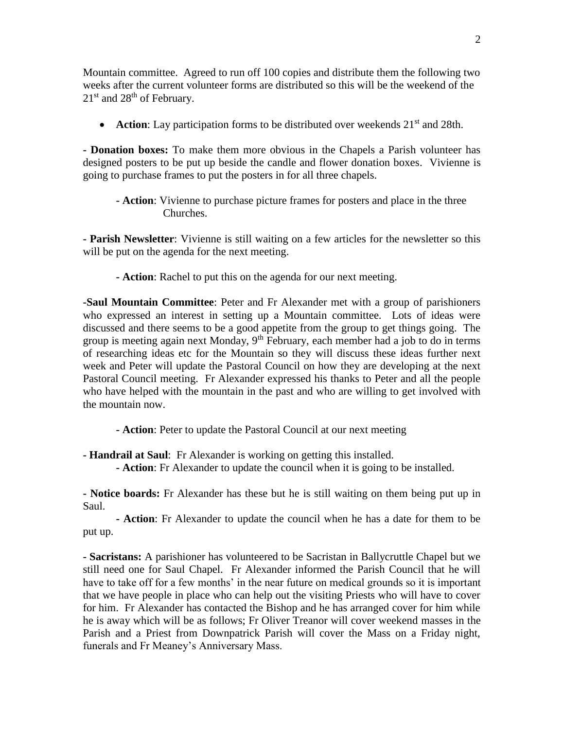Mountain committee. Agreed to run off 100 copies and distribute them the following two weeks after the current volunteer forms are distributed so this will be the weekend of the 21st and 28th of February.

- **Action**: Lay participation forms to be distributed over weekends 21st and 28th.

**- Donation boxes:** To make them more obvious in the Chapels a Parish volunteer has designed posters to be put up beside the candle and flower donation boxes. Vivienne is going to purchase frames to put the posters in for all three chapels.

**- Action**: Vivienne to purchase picture frames for posters and place in the three Churches.

**- Parish Newsletter**: Vivienne is still waiting on a few articles for the newsletter so this will be put on the agenda for the next meeting.

**- Action**: Rachel to put this on the agenda for our next meeting.

**-Saul Mountain Committee**: Peter and Fr Alexander met with a group of parishioners who expressed an interest in setting up a Mountain committee. Lots of ideas were discussed and there seems to be a good appetite from the group to get things going. The group is meeting again next Monday, 9th February, each member had a job to do in terms of researching ideas etc for the Mountain so they will discuss these ideas further next week and Peter will update the Pastoral Council on how they are developing at the next Pastoral Council meeting. Fr Alexander expressed his thanks to Peter and all the people who have helped with the mountain in the past and who are willing to get involved with the mountain now.

**- Action**: Peter to update the Pastoral Council at our next meeting

**- Handrail at Saul**: Fr Alexander is working on getting this installed.

**- Action**: Fr Alexander to update the council when it is going to be installed.

**- Notice boards:** Fr Alexander has these but he is still waiting on them being put up in Saul.

**- Action**: Fr Alexander to update the council when he has a date for them to be put up.

**- Sacristans:** A parishioner has volunteered to be Sacristan in Ballycruttle Chapel but we still need one for Saul Chapel. Fr Alexander informed the Parish Council that he will have to take off for a few months' in the near future on medical grounds so it is important that we have people in place who can help out the visiting Priests who will have to cover for him. Fr Alexander has contacted the Bishop and he has arranged cover for him while he is away which will be as follows; Fr Oliver Treanor will cover weekend masses in the Parish and a Priest from Downpatrick Parish will cover the Mass on a Friday night, funerals and Fr Meaney's Anniversary Mass.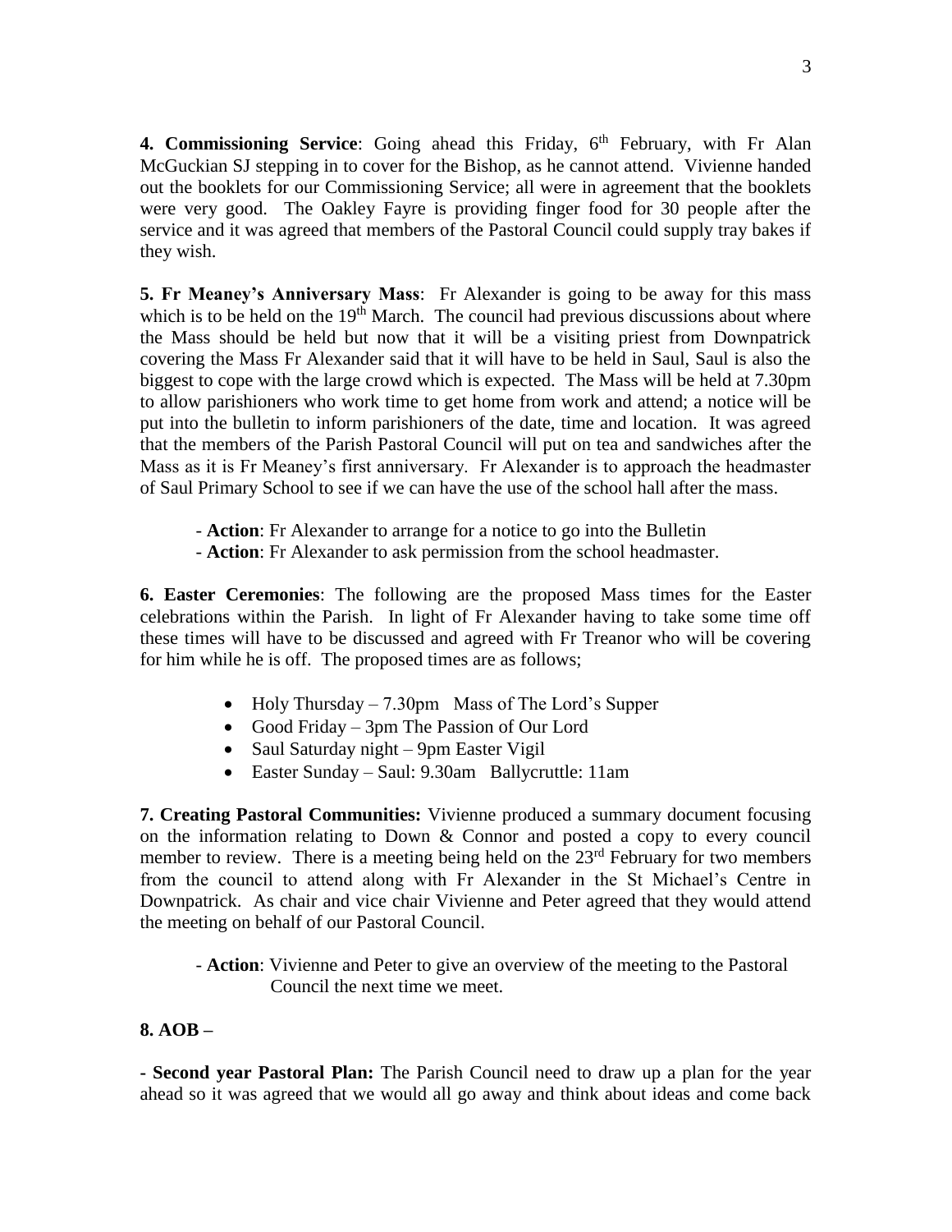**4. Commissioning Service**: Going ahead this Friday, 6th February, with Fr Alan McGuckian SJ stepping in to cover for the Bishop, as he cannot attend. Vivienne handed out the booklets for our Commissioning Service; all were in agreement that the booklets were very good. The Oakley Fayre is providing finger food for 30 people after the service and it was agreed that members of the Pastoral Council could supply tray bakes if they wish.

**5. Fr Meaney's Anniversary Mass**: Fr Alexander is going to be away for this mass which is to be held on the 19th March. The council had previous discussions about where the Mass should be held but now that it will be a visiting priest from Downpatrick covering the Mass Fr Alexander said that it will have to be held in Saul, Saul is also the biggest to cope with the large crowd which is expected. The Mass will be held at 7.30pm to allow parishioners who work time to get home from work and attend; a notice will be put into the bulletin to inform parishioners of the date, time and location. It was agreed that the members of the Parish Pastoral Council will put on tea and sandwiches after the Mass as it is Fr Meaney's first anniversary. Fr Alexander is to approach the headmaster of Saul Primary School to see if we can have the use of the school hall after the mass.

- **Action**: Fr Alexander to arrange for a notice to go into the Bulletin
- **Action**: Fr Alexander to ask permission from the school headmaster.

**6. Easter Ceremonies**: The following are the proposed Mass times for the Easter celebrations within the Parish. In light of Fr Alexander having to take some time off these times will have to be discussed and agreed with Fr Treanor who will be covering for him while he is off. The proposed times are as follows;

- Holy Thursday – 7.30pm Mass of The Lord's Supper
- Good Friday – 3pm The Passion of Our Lord
- Saul Saturday night – 9pm Easter Vigil
- Easter Sunday – Saul: 9.30am Ballycruttle: 11am

**7. Creating Pastoral Communities:** Vivienne produced a summary document focusing on the information relating to Down & Connor and posted a copy to every council member to review. There is a meeting being held on the 23rd February for two members from the council to attend along with Fr Alexander in the St Michael's Centre in Downpatrick. As chair and vice chair Vivienne and Peter agreed that they would attend the meeting on behalf of our Pastoral Council.

- **Action**: Vivienne and Peter to give an overview of the meeting to the Pastoral Council the next time we meet.

**8. AOB –**

**- Second year Pastoral Plan:** The Parish Council need to draw up a plan for the year ahead so it was agreed that we would all go away and think about ideas and come back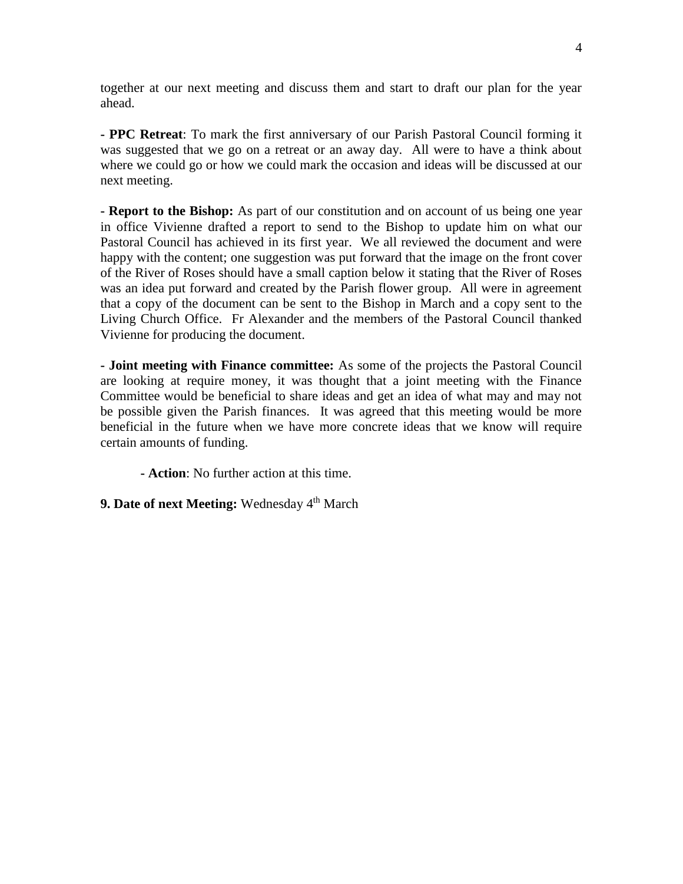together at our next meeting and discuss them and start to draft our plan for the year ahead.

**- PPC Retreat**: To mark the first anniversary of our Parish Pastoral Council forming it was suggested that we go on a retreat or an away day. All were to have a think about where we could go or how we could mark the occasion and ideas will be discussed at our next meeting.

**- Report to the Bishop:** As part of our constitution and on account of us being one year in office Vivienne drafted a report to send to the Bishop to update him on what our Pastoral Council has achieved in its first year. We all reviewed the document and were happy with the content; one suggestion was put forward that the image on the front cover of the River of Roses should have a small caption below it stating that the River of Roses was an idea put forward and created by the Parish flower group. All were in agreement that a copy of the document can be sent to the Bishop in March and a copy sent to the Living Church Office. Fr Alexander and the members of the Pastoral Council thanked Vivienne for producing the document.

**- Joint meeting with Finance committee:** As some of the projects the Pastoral Council are looking at require money, it was thought that a joint meeting with the Finance Committee would be beneficial to share ideas and get an idea of what may and may not be possible given the Parish finances. It was agreed that this meeting would be more beneficial in the future when we have more concrete ideas that we know will require certain amounts of funding.

> **- Action**: No further action at this time.

**9. Date of next Meeting:** Wednesday 4th March